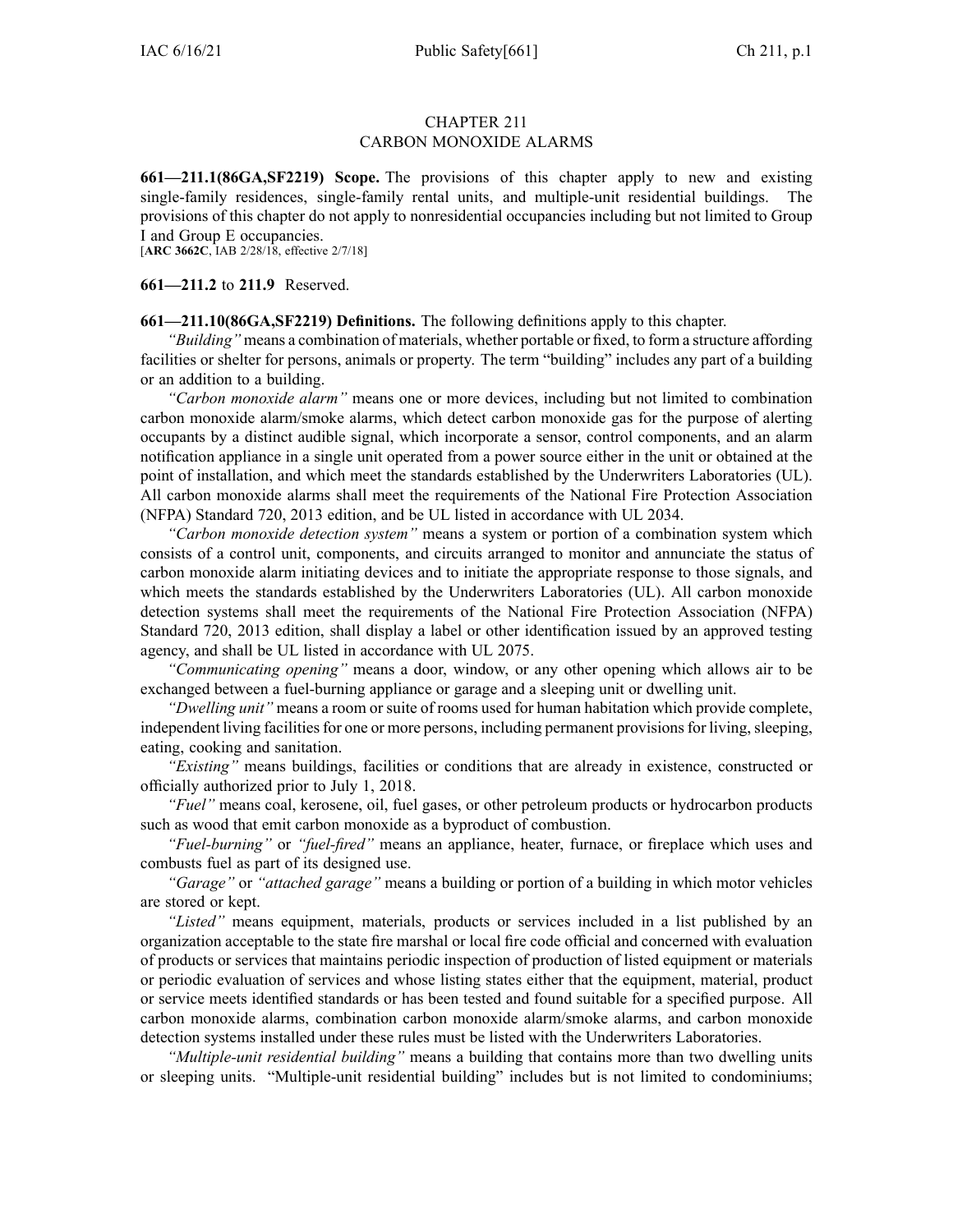# CHAPTER 211
# CARBON MONOXIDE ALARMS

**661—211.1(86GA,SF2219) Scope.** The provisions of this chapter apply to new and existing single-family residences, single-family rental units, and multiple-unit residential buildings. The provisions of this chapter do not apply to nonresidential occupancies including but not limited to Group I and Group E occupancies.
[**ARC 3662C**, IAB 2/28/18, effective 2/7/18]

**661—211.2** to **211.9** Reserved.

**661—211.10(86GA,SF2219) Definitions.** The following definitions apply to this chapter.

*"Building"* means a combination of materials, whether portable or fixed, to form a structure affording facilities or shelter for persons, animals or property. The term "building" includes any part of a building or an addition to a building.

*"Carbon monoxide alarm"* means one or more devices, including but not limited to combination carbon monoxide alarm/smoke alarms, which detect carbon monoxide gas for the purpose of alerting occupants by a distinct audible signal, which incorporate a sensor, control components, and an alarm notification appliance in a single unit operated from a power source either in the unit or obtained at the point of installation, and which meet the standards established by the Underwriters Laboratories (UL). All carbon monoxide alarms shall meet the requirements of the National Fire Protection Association (NFPA) Standard 720, 2013 edition, and be UL listed in accordance with UL 2034.

*"Carbon monoxide detection system"* means a system or portion of a combination system which consists of a control unit, components, and circuits arranged to monitor and annunciate the status of carbon monoxide alarm initiating devices and to initiate the appropriate response to those signals, and which meets the standards established by the Underwriters Laboratories (UL). All carbon monoxide detection systems shall meet the requirements of the National Fire Protection Association (NFPA) Standard 720, 2013 edition, shall display a label or other identification issued by an approved testing agency, and shall be UL listed in accordance with UL 2075.

*"Communicating opening"* means a door, window, or any other opening which allows air to be exchanged between a fuel-burning appliance or garage and a sleeping unit or dwelling unit.

*"Dwelling unit"* means a room or suite of rooms used for human habitation which provide complete, independent living facilities for one or more persons, including permanent provisions for living, sleeping, eating, cooking and sanitation.

*"Existing"* means buildings, facilities or conditions that are already in existence, constructed or officially authorized prior to July 1, 2018.

*"Fuel"* means coal, kerosene, oil, fuel gases, or other petroleum products or hydrocarbon products such as wood that emit carbon monoxide as a byproduct of combustion.

*"Fuel-burning"* or *"fuel-fired"* means an appliance, heater, furnace, or fireplace which uses and combusts fuel as part of its designed use.

*"Garage"* or *"attached garage"* means a building or portion of a building in which motor vehicles are stored or kept.

*"Listed"* means equipment, materials, products or services included in a list published by an organization acceptable to the state fire marshal or local fire code official and concerned with evaluation of products or services that maintains periodic inspection of production of listed equipment or materials or periodic evaluation of services and whose listing states either that the equipment, material, product or service meets identified standards or has been tested and found suitable for a specified purpose. All carbon monoxide alarms, combination carbon monoxide alarm/smoke alarms, and carbon monoxide detection systems installed under these rules must be listed with the Underwriters Laboratories.

*"Multiple-unit residential building"* means a building that contains more than two dwelling units or sleeping units. "Multiple-unit residential building" includes but is not limited to condominiums;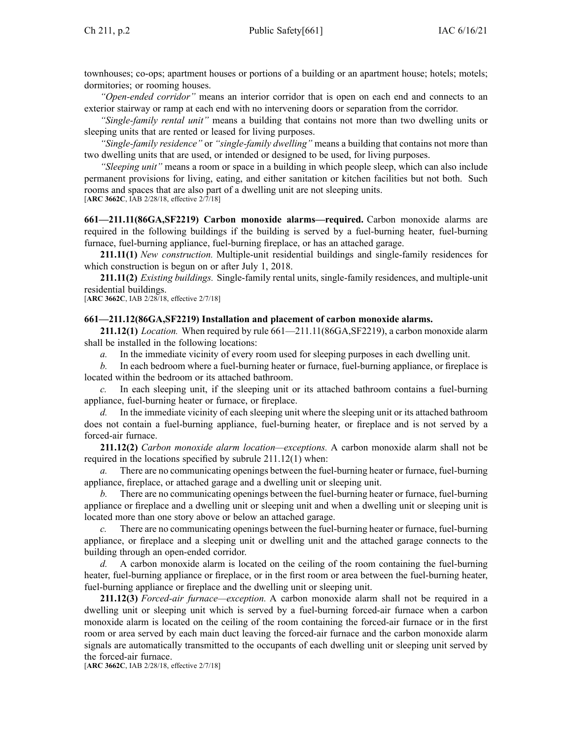townhouses; co-ops; apartment houses or portions of a building or an apartment house; hotels; motels; dormitories; or rooming houses.

*"Open-ended corridor"* means an interior corridor that is open on each end and connects to an exterior stairway or ramp at each end with no intervening doors or separation from the corridor.

*"Single-family rental unit"* means a building that contains not more than two dwelling units or sleeping units that are rented or leased for living purposes.

*"Single-family residence"* or *"single-family dwelling"* means a building that contains not more than two dwelling units that are used, or intended or designed to be used, for living purposes.

*"Sleeping unit"* means a room or space in a building in which people sleep, which can also include permanent provisions for living, eating, and either sanitation or kitchen facilities but not both. Such rooms and spaces that are also part of a dwelling unit are not sleeping units.
[**ARC 3662C**, IAB 2/28/18, effective 2/7/18]

**661—211.11(86GA,SF2219) Carbon monoxide alarms—required.** Carbon monoxide alarms are required in the following buildings if the building is served by a fuel-burning heater, fuel-burning furnace, fuel-burning appliance, fuel-burning fireplace, or has an attached garage.

**211.11(1)** *New construction.* Multiple-unit residential buildings and single-family residences for which construction is begun on or after July 1, 2018.

**211.11(2)** *Existing buildings.* Single-family rental units, single-family residences, and multiple-unit residential buildings.
[**ARC 3662C**, IAB 2/28/18, effective 2/7/18]

**661—211.12(86GA,SF2219) Installation and placement of carbon monoxide alarms.**

**211.12(1)** *Location.* When required by rule 661—211.11(86GA,SF2219), a carbon monoxide alarm shall be installed in the following locations:

*a.* In the immediate vicinity of every room used for sleeping purposes in each dwelling unit.

*b.* In each bedroom where a fuel-burning heater or furnace, fuel-burning appliance, or fireplace is located within the bedroom or its attached bathroom.

*c.* In each sleeping unit, if the sleeping unit or its attached bathroom contains a fuel-burning appliance, fuel-burning heater or furnace, or fireplace.

*d.* In the immediate vicinity of each sleeping unit where the sleeping unit or its attached bathroom does not contain a fuel-burning appliance, fuel-burning heater, or fireplace and is not served by a forced-air furnace.

**211.12(2)** *Carbon monoxide alarm location—exceptions.* A carbon monoxide alarm shall not be required in the locations specified by subrule 211.12(1) when:

*a.* There are no communicating openings between the fuel-burning heater or furnace, fuel-burning appliance, fireplace, or attached garage and a dwelling unit or sleeping unit.

*b.* There are no communicating openings between the fuel-burning heater or furnace, fuel-burning appliance or fireplace and a dwelling unit or sleeping unit and when a dwelling unit or sleeping unit is located more than one story above or below an attached garage.

*c.* There are no communicating openings between the fuel-burning heater or furnace, fuel-burning appliance, or fireplace and a sleeping unit or dwelling unit and the attached garage connects to the building through an open-ended corridor.

*d.* A carbon monoxide alarm is located on the ceiling of the room containing the fuel-burning heater, fuel-burning appliance or fireplace, or in the first room or area between the fuel-burning heater, fuel-burning appliance or fireplace and the dwelling unit or sleeping unit.

**211.12(3)** *Forced-air furnace—exception.* A carbon monoxide alarm shall not be required in a dwelling unit or sleeping unit which is served by a fuel-burning forced-air furnace when a carbon monoxide alarm is located on the ceiling of the room containing the forced-air furnace or in the first room or area served by each main duct leaving the forced-air furnace and the carbon monoxide alarm signals are automatically transmitted to the occupants of each dwelling unit or sleeping unit served by the forced-air furnace.
[**ARC 3662C**, IAB 2/28/18, effective 2/7/18]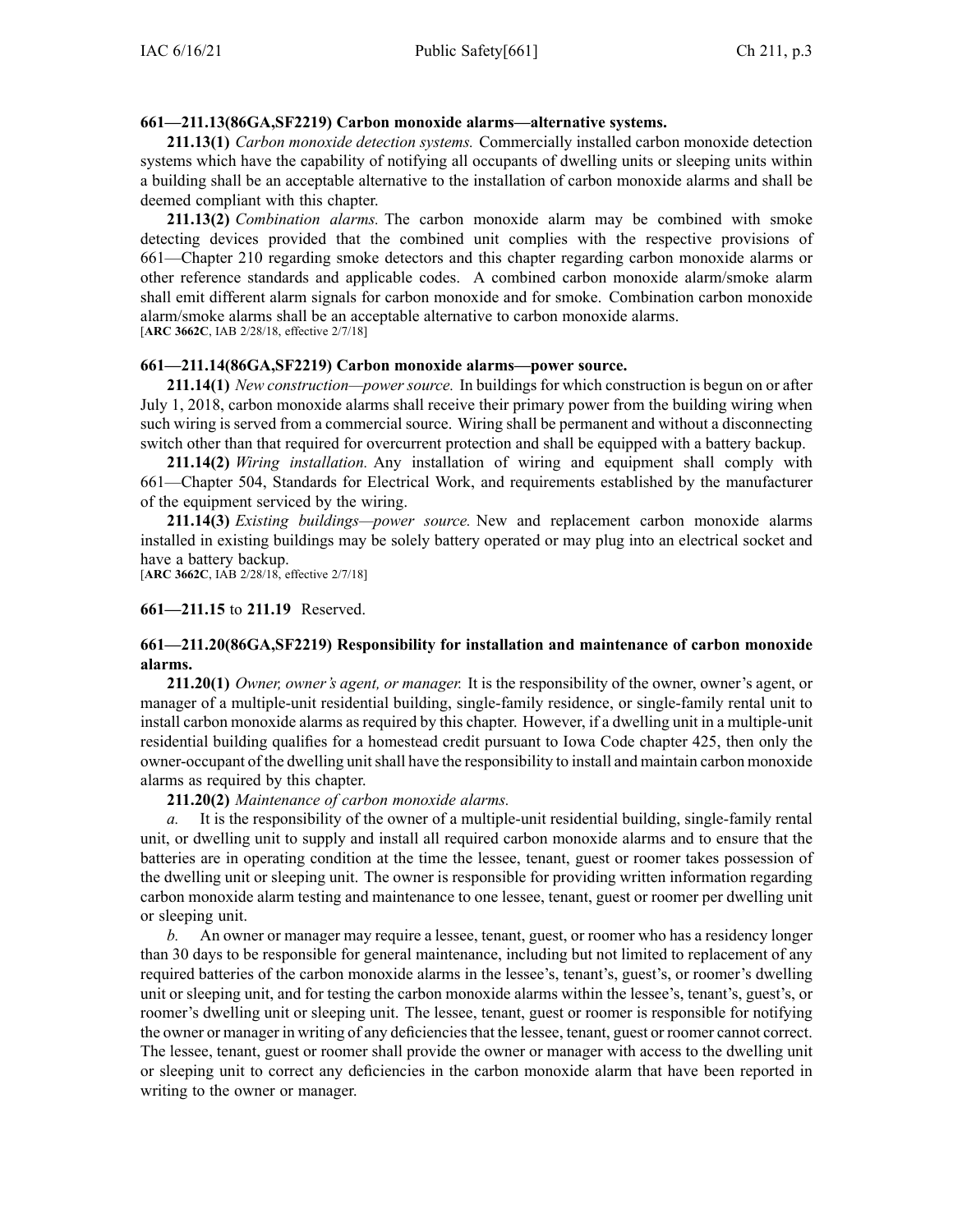**661—211.13(86GA,SF2219) Carbon monoxide alarms—alternative systems.**

**211.13(1)** *Carbon monoxide detection systems.* Commercially installed carbon monoxide detection systems which have the capability of notifying all occupants of dwelling units or sleeping units within a building shall be an acceptable alternative to the installation of carbon monoxide alarms and shall be deemed compliant with this chapter.

**211.13(2)** *Combination alarms.* The carbon monoxide alarm may be combined with smoke detecting devices provided that the combined unit complies with the respective provisions of 661—Chapter 210 regarding smoke detectors and this chapter regarding carbon monoxide alarms or other reference standards and applicable codes. A combined carbon monoxide alarm/smoke alarm shall emit different alarm signals for carbon monoxide and for smoke. Combination carbon monoxide alarm/smoke alarms shall be an acceptable alternative to carbon monoxide alarms.
[**ARC 3662C**, IAB 2/28/18, effective 2/7/18]

**661—211.14(86GA,SF2219) Carbon monoxide alarms—power source.**

**211.14(1)** *New construction—power source.* In buildings for which construction is begun on or after July 1, 2018, carbon monoxide alarms shall receive their primary power from the building wiring when such wiring is served from a commercial source. Wiring shall be permanent and without a disconnecting switch other than that required for overcurrent protection and shall be equipped with a battery backup.

**211.14(2)** *Wiring installation.* Any installation of wiring and equipment shall comply with 661—Chapter 504, Standards for Electrical Work, and requirements established by the manufacturer of the equipment serviced by the wiring.

**211.14(3)** *Existing buildings—power source.* New and replacement carbon monoxide alarms installed in existing buildings may be solely battery operated or may plug into an electrical socket and have a battery backup.
[**ARC 3662C**, IAB 2/28/18, effective 2/7/18]

**661—211.15** to **211.19** Reserved.

**661—211.20(86GA,SF2219) Responsibility for installation and maintenance of carbon monoxide alarms.**

**211.20(1)** *Owner, owner's agent, or manager.* It is the responsibility of the owner, owner's agent, or manager of a multiple-unit residential building, single-family residence, or single-family rental unit to install carbon monoxide alarms as required by this chapter. However, if a dwelling unit in a multiple-unit residential building qualifies for a homestead credit pursuant to Iowa Code chapter 425, then only the owner-occupant of the dwelling unit shall have the responsibility to install and maintain carbon monoxide alarms as required by this chapter.

**211.20(2)** *Maintenance of carbon monoxide alarms.*

*a.* It is the responsibility of the owner of a multiple-unit residential building, single-family rental unit, or dwelling unit to supply and install all required carbon monoxide alarms and to ensure that the batteries are in operating condition at the time the lessee, tenant, guest or roomer takes possession of the dwelling unit or sleeping unit. The owner is responsible for providing written information regarding carbon monoxide alarm testing and maintenance to one lessee, tenant, guest or roomer per dwelling unit or sleeping unit.

*b.* An owner or manager may require a lessee, tenant, guest, or roomer who has a residency longer than 30 days to be responsible for general maintenance, including but not limited to replacement of any required batteries of the carbon monoxide alarms in the lessee's, tenant's, guest's, or roomer's dwelling unit or sleeping unit, and for testing the carbon monoxide alarms within the lessee's, tenant's, guest's, or roomer's dwelling unit or sleeping unit. The lessee, tenant, guest or roomer is responsible for notifying the owner or manager in writing of any deficiencies that the lessee, tenant, guest or roomer cannot correct. The lessee, tenant, guest or roomer shall provide the owner or manager with access to the dwelling unit or sleeping unit to correct any deficiencies in the carbon monoxide alarm that have been reported in writing to the owner or manager.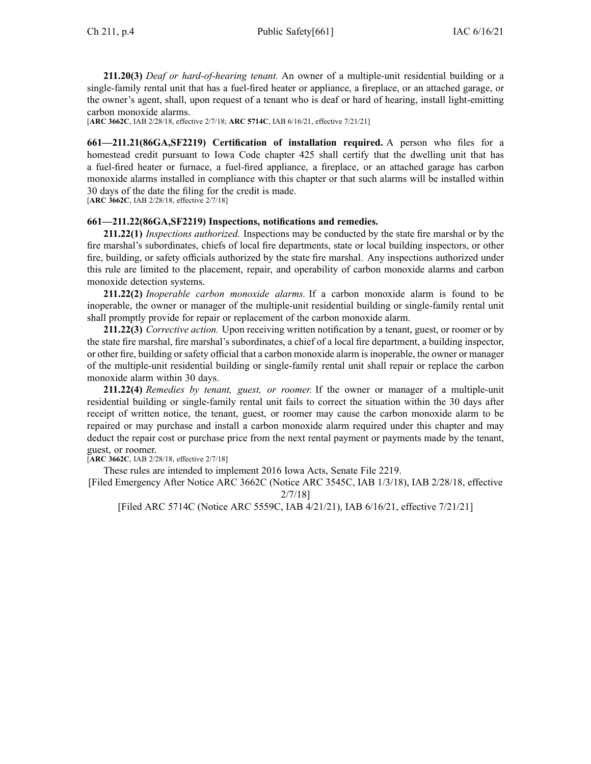**211.20(3)** *Deaf or hard-of-hearing tenant.* An owner of a multiple-unit residential building or a single-family rental unit that has a fuel-fired heater or appliance, a fireplace, or an attached garage, or the owner's agent, shall, upon request of a tenant who is deaf or hard of hearing, install light-emitting carbon monoxide alarms.

[**ARC 3662C**, IAB 2/28/18, effective 2/7/18; **ARC 5714C**, IAB 6/16/21, effective 7/21/21]

**661—211.21(86GA,SF2219) Certification of installation required.** A person who files for a homestead credit pursuant to Iowa Code chapter 425 shall certify that the dwelling unit that has a fuel-fired heater or furnace, a fuel-fired appliance, a fireplace, or an attached garage has carbon monoxide alarms installed in compliance with this chapter or that such alarms will be installed within 30 days of the date the filing for the credit is made.

[**ARC 3662C**, IAB 2/28/18, effective 2/7/18]

**661—211.22(86GA,SF2219) Inspections, notifications and remedies.**

**211.22(1)** *Inspections authorized.* Inspections may be conducted by the state fire marshal or by the fire marshal's subordinates, chiefs of local fire departments, state or local building inspectors, or other fire, building, or safety officials authorized by the state fire marshal. Any inspections authorized under this rule are limited to the placement, repair, and operability of carbon monoxide alarms and carbon monoxide detection systems.

**211.22(2)** *Inoperable carbon monoxide alarms.* If a carbon monoxide alarm is found to be inoperable, the owner or manager of the multiple-unit residential building or single-family rental unit shall promptly provide for repair or replacement of the carbon monoxide alarm.

**211.22(3)** *Corrective action.* Upon receiving written notification by a tenant, guest, or roomer or by the state fire marshal, fire marshal's subordinates, a chief of a local fire department, a building inspector, or other fire, building or safety official that a carbon monoxide alarm is inoperable, the owner or manager of the multiple-unit residential building or single-family rental unit shall repair or replace the carbon monoxide alarm within 30 days.

**211.22(4)** *Remedies by tenant, guest, or roomer.* If the owner or manager of a multiple-unit residential building or single-family rental unit fails to correct the situation within the 30 days after receipt of written notice, the tenant, guest, or roomer may cause the carbon monoxide alarm to be repaired or may purchase and install a carbon monoxide alarm required under this chapter and may deduct the repair cost or purchase price from the next rental payment or payments made by the tenant, guest, or roomer.

[**ARC 3662C**, IAB 2/28/18, effective 2/7/18]

These rules are intended to implement 2016 Iowa Acts, Senate File 2219.

[Filed Emergency After Notice ARC 3662C (Notice ARC 3545C, IAB 1/3/18), IAB 2/28/18, effective 2/7/18]

[Filed ARC 5714C (Notice ARC 5559C, IAB 4/21/21), IAB 6/16/21, effective 7/21/21]